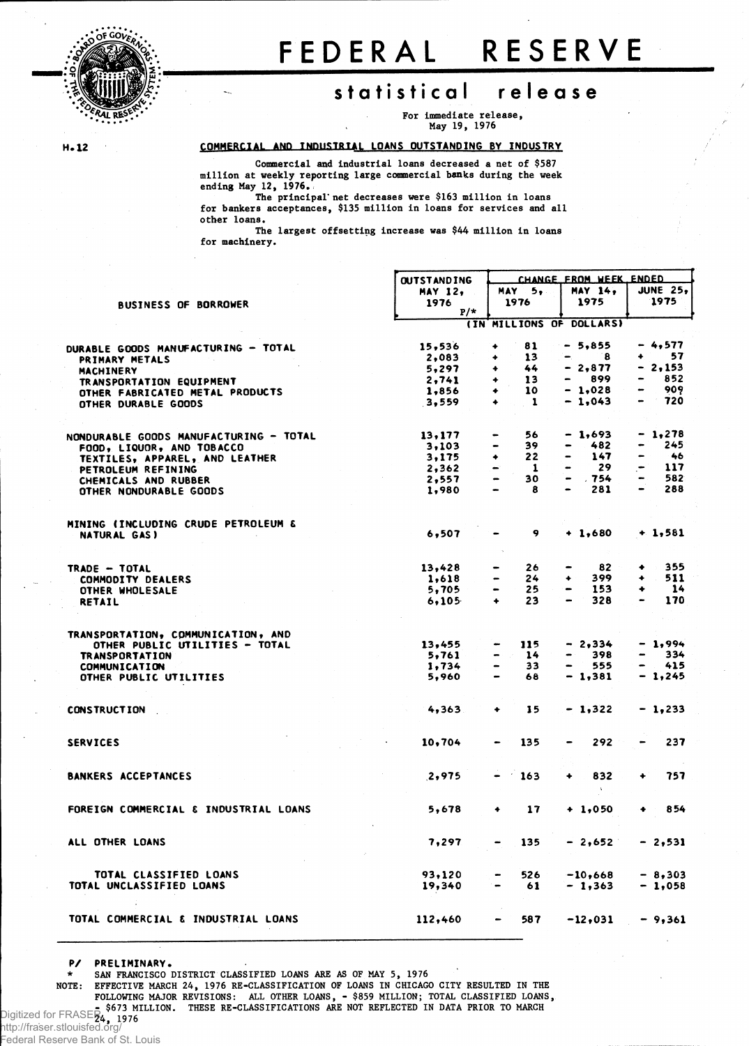# FEDERAL RESERVE

## statistical release

For immediate release,
May 19, 1976

H.12

### COMMERCIAL AND INDUSTRIAL LOANS OUTSTANDING BY INDUSTRY

Commercial and industrial loans decreased a net of $587 million at weekly reporting large commercial banks during the week ending May 12, 1976.

The principal net decreases were $163 million in loans for bankers acceptances, $135 million in loans for services and all other loans.

The largest offsetting increase was $44 million in loans for machinery.

| BUSINESS OF BORROWER | OUTSTANDING MAY 12, 1976 P/* | CHANGE FROM WEEK ENDED MAY 5, 1976 | MAY 14, 1975 | JUNE 25, 1975 |
|---|---|---|---|---|
| | (IN MILLIONS OF DOLLARS) | | | |
| DURABLE GOODS MANUFACTURING - TOTAL | 15,536 | + 81 | - 5,855 | - 4,577 |
| PRIMARY METALS | 2,083 | + 13 | - 8 | + 57 |
| MACHINERY | 5,297 | + 44 | - 2,877 | - 2,153 |
| TRANSPORTATION EQUIPMENT | 2,741 | + 13 | - 899 | - 852 |
| OTHER FABRICATED METAL PRODUCTS | 1,856 | + 10 | - 1,028 | - 909 |
| OTHER DURABLE GOODS | 3,559 | + 1 | - 1,043 | - 720 |
| NONDURABLE GOODS MANUFACTURING - TOTAL | 13,177 | - 56 | - 1,693 | - 1,278 |
| FOOD, LIQUOR, AND TOBACCO | 3,103 | - 39 | - 482 | - 245 |
| TEXTILES, APPAREL, AND LEATHER | 3,175 | + 22 | - 147 | - 46 |
| PETROLEUM REFINING | 2,362 | - 1 | - 29 | - 117 |
| CHEMICALS AND RUBBER | 2,557 | - 30 | - 754 | - 582 |
| OTHER NONDURABLE GOODS | 1,980 | - 8 | - 281 | - 288 |
| MINING (INCLUDING CRUDE PETROLEUM & NATURAL GAS) | 6,507 | - 9 | + 1,680 | + 1,581 |
| TRADE - TOTAL | 13,428 | - 26 | - 82 | + 355 |
| COMMODITY DEALERS | 1,618 | - 24 | + 399 | + 511 |
| OTHER WHOLESALE | 5,705 | - 25 | - 153 | + 14 |
| RETAIL | 6,105 | + 23 | - 328 | - 170 |
| TRANSPORTATION, COMMUNICATION, AND OTHER PUBLIC UTILITIES - TOTAL | 13,455 | - 115 | - 2,334 | - 1,994 |
| TRANSPORTATION | 5,761 | - 14 | - 398 | - 334 |
| COMMUNICATION | 1,734 | - 33 | - 555 | - 415 |
| OTHER PUBLIC UTILITIES | 5,960 | - 68 | - 1,381 | - 1,245 |
| CONSTRUCTION | 4,363 | + 15 | - 1,322 | - 1,233 |
| SERVICES | 10,704 | - 135 | - 292 | - 237 |
| BANKERS ACCEPTANCES | 2,975 | - 163 | + 832 | + 757 |
| FOREIGN COMMERCIAL & INDUSTRIAL LOANS | 5,678 | + 17 | + 1,050 | + 854 |
| ALL OTHER LOANS | 7,297 | - 135 | - 2,652 | - 2,531 |
| TOTAL CLASSIFIED LOANS | 93,120 | - 526 | -10,668 | - 8,303 |
| TOTAL UNCLASSIFIED LOANS | 19,340 | - 61 | - 1,363 | - 1,058 |
| TOTAL COMMERCIAL & INDUSTRIAL LOANS | 112,460 | - 587 | -12,031 | - 9,361 |

P/ PRELIMINARY.

\* SAN FRANCISCO DISTRICT CLASSIFIED LOANS ARE AS OF MAY 5, 1976

NOTE: EFFECTIVE MARCH 24, 1976 RE-CLASSIFICATION OF LOANS IN CHICAGO CITY RESULTED IN THE FOLLOWING MAJOR REVISIONS: ALL OTHER LOANS, - $859 MILLION; TOTAL CLASSIFIED LOANS, - $673 MILLION. THESE RE-CLASSIFICATIONS ARE NOT REFLECTED IN DATA PRIOR TO MARCH 24, 1976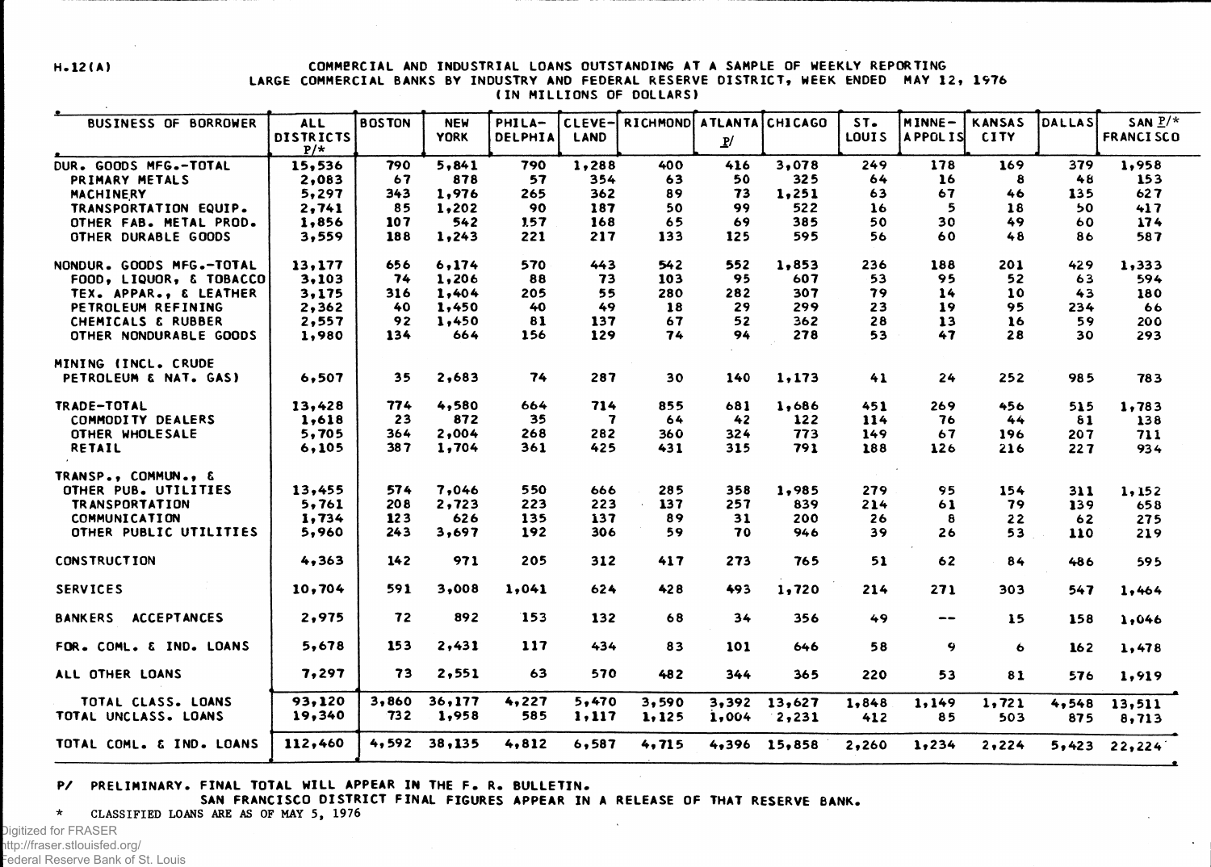H.12(A)

# COMMERCIAL AND INDUSTRIAL LOANS OUTSTANDING AT A SAMPLE OF WEEKLY REPORTING LARGE COMMERCIAL BANKS BY INDUSTRY AND FEDERAL RESERVE DISTRICT, WEEK ENDED MAY 12, 1976

(IN MILLIONS OF DOLLARS)

| BUSINESS OF BORROWER | ALL DISTRICTS P/* | BOSTON | NEW YORK | PHILA-DELPHIA | CLEVE-LAND | RICHMOND | ATLANTA P/ | CHICAGO | ST. LOUIS | MINNE-APOLIS | KANSAS CITY | DALLAS | SAN P/* FRANCISCO |
|---|---|---|---|---|---|---|---|---|---|---|---|---|---|
| DUR. GOODS MFG.-TOTAL | 15,536 | 790 | 5,841 | 790 | 1,288 | 400 | 416 | 3,078 | 249 | 178 | 169 | 379 | 1,958 |
| PRIMARY METALS | 2,083 | 67 | 878 | 57 | 354 | 63 | 50 | 325 | 64 | 16 | 8 | 48 | 153 |
| MACHINERY | 5,297 | 343 | 1,976 | 265 | 362 | 89 | 73 | 1,251 | 63 | 67 | 46 | 135 | 627 |
| TRANSPORTATION EQUIP. | 2,741 | 85 | 1,202 | 90 | 187 | 50 | 99 | 522 | 16 | 5 | 18 | 50 | 417 |
| OTHER FAB. METAL PROD. | 1,856 | 107 | 542 | 157 | 168 | 65 | 69 | 385 | 50 | 30 | 49 | 60 | 174 |
| OTHER DURABLE GOODS | 3,559 | 188 | 1,243 | 221 | 217 | 133 | 125 | 595 | 56 | 60 | 48 | 86 | 587 |
| NONDUR. GOODS MFG.-TOTAL | 13,177 | 656 | 6,174 | 570 | 443 | 542 | 552 | 1,853 | 236 | 188 | 201 | 429 | 1,333 |
| FOOD, LIQUOR, & TOBACCO | 3,103 | 74 | 1,206 | 88 | 73 | 103 | 95 | 607 | 53 | 95 | 52 | 63 | 594 |
| TEX. APPAR., & LEATHER | 3,175 | 316 | 1,404 | 205 | 55 | 280 | 282 | 307 | 79 | 14 | 10 | 43 | 180 |
| PETROLEUM REFINING | 2,362 | 40 | 1,450 | 40 | 49 | 18 | 29 | 299 | 23 | 19 | 95 | 234 | 66 |
| CHEMICALS & RUBBER | 2,557 | 92 | 1,450 | 81 | 137 | 67 | 52 | 362 | 28 | 13 | 16 | 59 | 200 |
| OTHER NONDURABLE GOODS | 1,980 | 134 | 664 | 156 | 129 | 74 | 94 | 278 | 53 | 47 | 28 | 30 | 293 |
| MINING (INCL. CRUDE PETROLEUM & NAT. GAS) | 6,507 | 35 | 2,683 | 74 | 287 | 30 | 140 | 1,173 | 41 | 24 | 252 | 985 | 783 |
| TRADE-TOTAL | 13,428 | 774 | 4,580 | 664 | 714 | 855 | 681 | 1,686 | 451 | 269 | 456 | 515 | 1,783 |
| COMMODITY DEALERS | 1,618 | 23 | 872 | 35 | 7 | 64 | 42 | 122 | 114 | 76 | 44 | 81 | 138 |
| OTHER WHOLESALE | 5,705 | 364 | 2,004 | 268 | 282 | 360 | 324 | 773 | 149 | 67 | 196 | 207 | 711 |
| RETAIL | 6,105 | 387 | 1,704 | 361 | 425 | 431 | 315 | 791 | 188 | 126 | 216 | 227 | 934 |
| TRANSP., COMMUN., & OTHER PUB. UTILITIES | 13,455 | 574 | 7,046 | 550 | 666 | 285 | 358 | 1,985 | 279 | 95 | 154 | 311 | 1,152 |
| TRANSPORTATION | 5,761 | 208 | 2,723 | 223 | 223 | 137 | 257 | 839 | 214 | 61 | 79 | 139 | 658 |
| COMMUNICATION | 1,734 | 123 | 626 | 135 | 137 | 89 | 31 | 200 | 26 | 8 | 22 | 62 | 275 |
| OTHER PUBLIC UTILITIES | 5,960 | 243 | 3,697 | 192 | 306 | 59 | 70 | 946 | 39 | 26 | 53 | 110 | 219 |
| CONSTRUCTION | 4,363 | 142 | 971 | 205 | 312 | 417 | 273 | 765 | 51 | 62 | 84 | 486 | 595 |
| SERVICES | 10,704 | 591 | 3,008 | 1,041 | 624 | 428 | 493 | 1,720 | 214 | 271 | 303 | 547 | 1,464 |
| BANKERS ACCEPTANCES | 2,975 | 72 | 892 | 153 | 132 | 68 | 34 | 356 | 49 | -- | 15 | 158 | 1,046 |
| FOR. COML. & IND. LOANS | 5,678 | 153 | 2,431 | 117 | 434 | 83 | 101 | 646 | 58 | 9 | 6 | 162 | 1,478 |
| ALL OTHER LOANS | 7,297 | 73 | 2,551 | 63 | 570 | 482 | 344 | 365 | 220 | 53 | 81 | 576 | 1,919 |
| TOTAL CLASS. LOANS | 93,120 | 3,860 | 36,177 | 4,227 | 5,470 | 3,590 | 3,392 | 13,627 | 1,848 | 1,149 | 1,721 | 4,548 | 13,511 |
| TOTAL UNCLASS. LOANS | 19,340 | 732 | 1,958 | 585 | 1,117 | 1,125 | 1,004 | 2,231 | 412 | 85 | 503 | 875 | 8,713 |
| TOTAL COML. & IND. LOANS | 112,460 | 4,592 | 38,135 | 4,812 | 6,587 | 4,715 | 4,396 | 15,858 | 2,260 | 1,234 | 2,224 | 5,423 | 22,224 |

P/ PRELIMINARY. FINAL TOTAL WILL APPEAR IN THE F. R. BULLETIN.
SAN FRANCISCO DISTRICT FINAL FIGURES APPEAR IN A RELEASE OF THAT RESERVE BANK.

\* CLASSIFIED LOANS ARE AS OF MAY 5, 1976